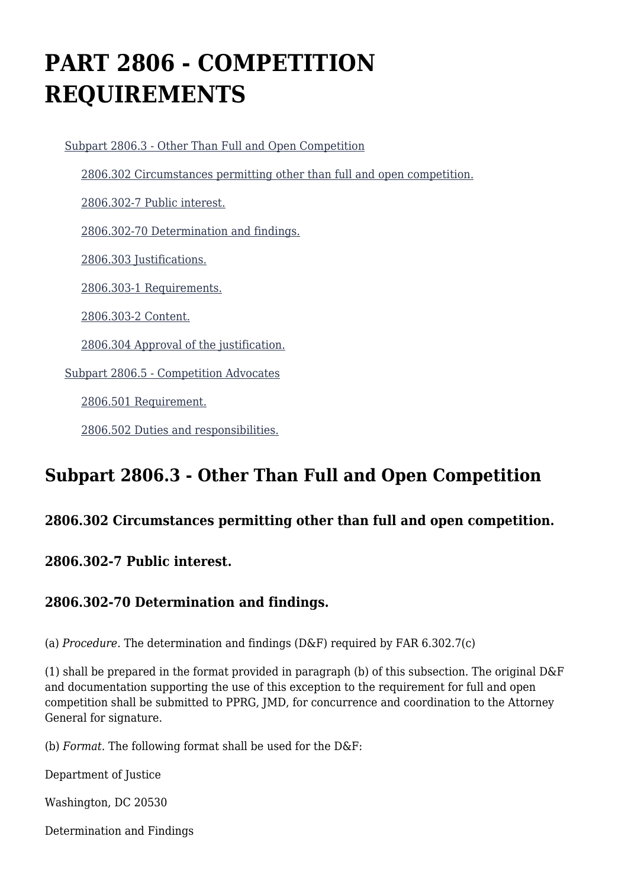# PART 2806 - COMPETITION REQUIREMENTS

Subpart 2806.3 - Other Than Full and Open Competition

2806.302 Circumstances permitting other than full and open competition.

2806.302-7 Public interest.

2806.302-70 Determination and findings.

2806.303 Justifications.

2806.303-1 Requirements.

2806.303-2 Content.

2806.304 Approval of the justification.

Subpart 2806.5 - Competition Advocates

2806.501 Requirement.

2806.502 Duties and responsibilities.

## Subpart 2806.3 - Other Than Full and Open Competition

### 2806.302 Circumstances permitting other than full and open competition.

### 2806.302-7 Public interest.

### 2806.302-70 Determination and findings.

(a) *Procedure.* The determination and findings (D&F) required by FAR 6.302.7(c)

(1) shall be prepared in the format provided in paragraph (b) of this subsection. The original D&F and documentation supporting the use of this exception to the requirement for full and open competition shall be submitted to PPRG, JMD, for concurrence and coordination to the Attorney General for signature.

(b) *Format.* The following format shall be used for the D&F:

Department of Justice

Washington, DC 20530

Determination and Findings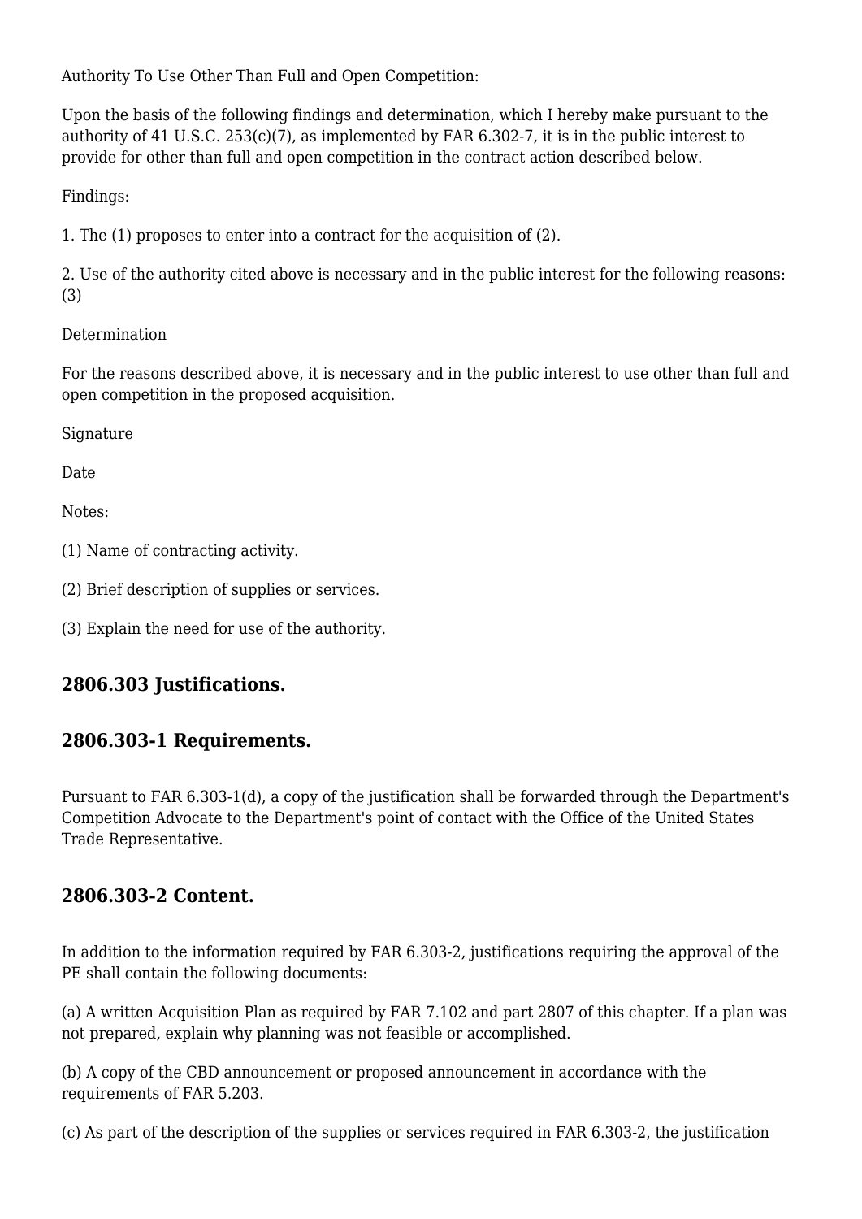Authority To Use Other Than Full and Open Competition:

Upon the basis of the following findings and determination, which I hereby make pursuant to the authority of 41 U.S.C. 253(c)(7), as implemented by FAR 6.302-7, it is in the public interest to provide for other than full and open competition in the contract action described below.

Findings:

1. The (1) proposes to enter into a contract for the acquisition of (2).

2. Use of the authority cited above is necessary and in the public interest for the following reasons: (3)

Determination

For the reasons described above, it is necessary and in the public interest to use other than full and open competition in the proposed acquisition.

Signature

Date

Notes:

(1) Name of contracting activity.

(2) Brief description of supplies or services.

(3) Explain the need for use of the authority.

## 2806.303 Justifications.

## 2806.303-1 Requirements.

Pursuant to FAR 6.303-1(d), a copy of the justification shall be forwarded through the Department's Competition Advocate to the Department's point of contact with the Office of the United States Trade Representative.

## 2806.303-2 Content.

In addition to the information required by FAR 6.303-2, justifications requiring the approval of the PE shall contain the following documents:

(a) A written Acquisition Plan as required by FAR 7.102 and part 2807 of this chapter. If a plan was not prepared, explain why planning was not feasible or accomplished.

(b) A copy of the CBD announcement or proposed announcement in accordance with the requirements of FAR 5.203.

(c) As part of the description of the supplies or services required in FAR 6.303-2, the justification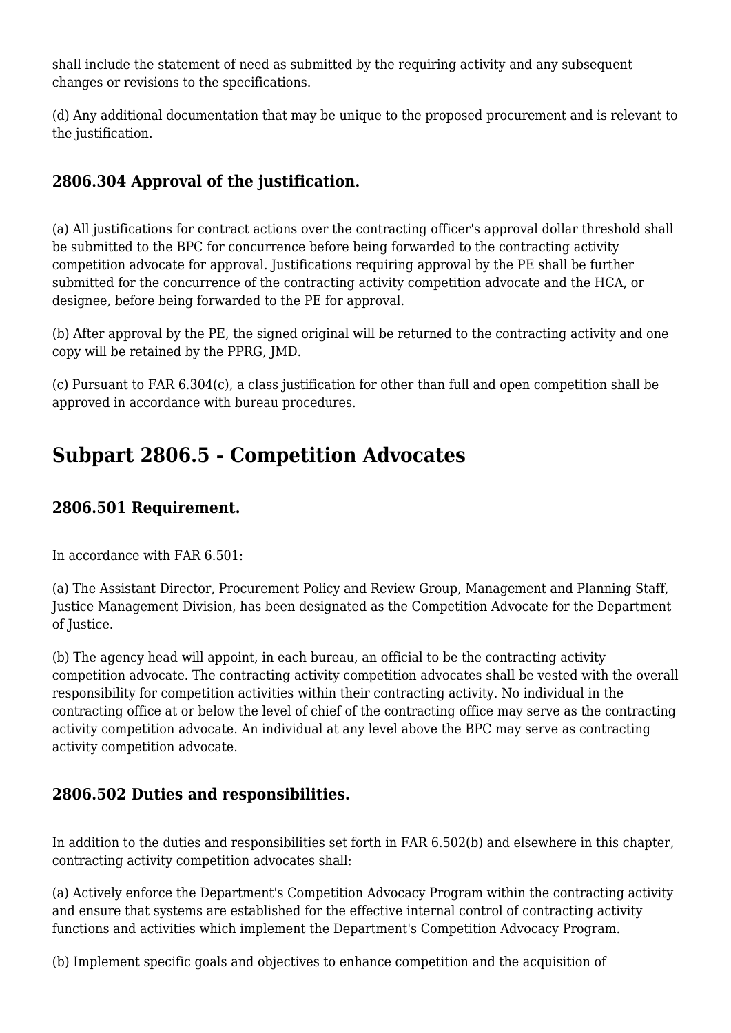shall include the statement of need as submitted by the requiring activity and any subsequent changes or revisions to the specifications.

(d) Any additional documentation that may be unique to the proposed procurement and is relevant to the justification.

### 2806.304 Approval of the justification.

(a) All justifications for contract actions over the contracting officer's approval dollar threshold shall be submitted to the BPC for concurrence before being forwarded to the contracting activity competition advocate for approval. Justifications requiring approval by the PE shall be further submitted for the concurrence of the contracting activity competition advocate and the HCA, or designee, before being forwarded to the PE for approval.

(b) After approval by the PE, the signed original will be returned to the contracting activity and one copy will be retained by the PPRG, JMD.

(c) Pursuant to FAR 6.304(c), a class justification for other than full and open competition shall be approved in accordance with bureau procedures.

## Subpart 2806.5 - Competition Advocates

### 2806.501 Requirement.

In accordance with FAR 6.501:

(a) The Assistant Director, Procurement Policy and Review Group, Management and Planning Staff, Justice Management Division, has been designated as the Competition Advocate for the Department of Justice.

(b) The agency head will appoint, in each bureau, an official to be the contracting activity competition advocate. The contracting activity competition advocates shall be vested with the overall responsibility for competition activities within their contracting activity. No individual in the contracting office at or below the level of chief of the contracting office may serve as the contracting activity competition advocate. An individual at any level above the BPC may serve as contracting activity competition advocate.

### 2806.502 Duties and responsibilities.

In addition to the duties and responsibilities set forth in FAR 6.502(b) and elsewhere in this chapter, contracting activity competition advocates shall:

(a) Actively enforce the Department's Competition Advocacy Program within the contracting activity and ensure that systems are established for the effective internal control of contracting activity functions and activities which implement the Department's Competition Advocacy Program.

(b) Implement specific goals and objectives to enhance competition and the acquisition of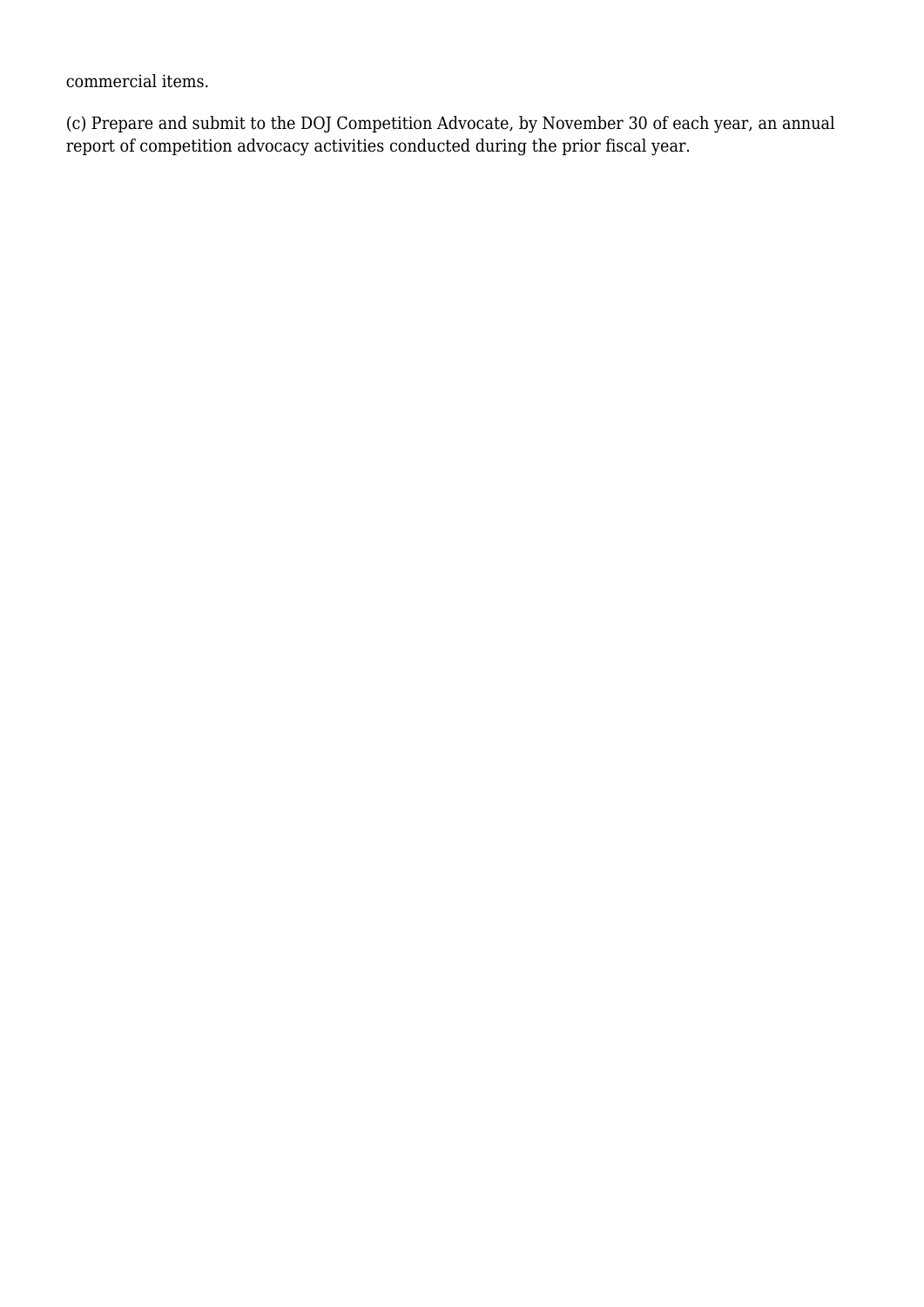commercial items.

(c) Prepare and submit to the DOJ Competition Advocate, by November 30 of each year, an annual report of competition advocacy activities conducted during the prior fiscal year.